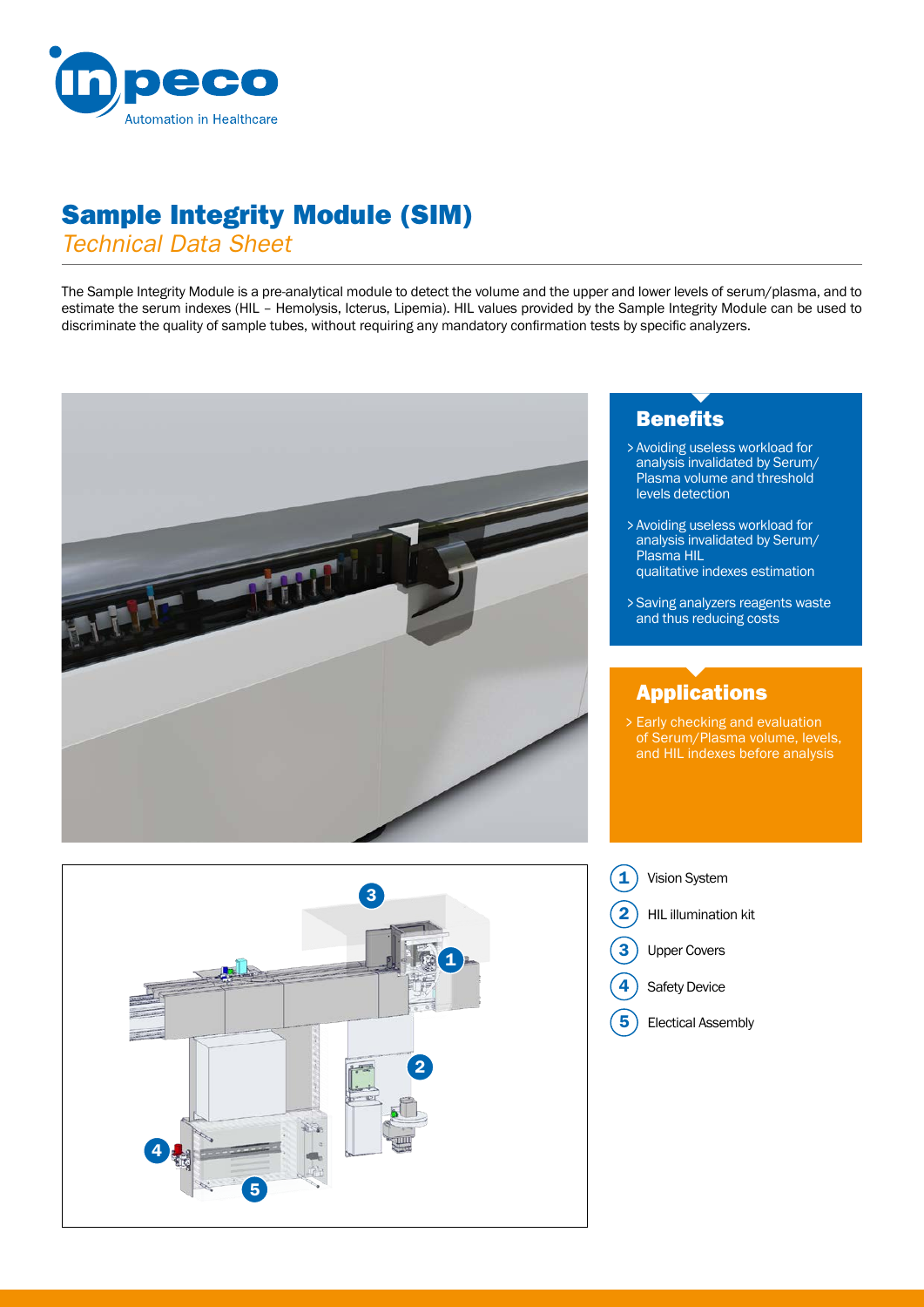# Sample Integrity Module (SIM)

*Technical Data Sheet*

The Sample Integrity Module is a pre-analytical module to detect the volume and the upper and lower levels of serum/plasma, and to estimate the serum indexes (HIL – Hemolysis, Icterus, Lipemia). HIL values provided by the Sample Integrity Module can be used to discriminate the quality of sample tubes, without requiring any mandatory confirmation tests by specific analyzers.

## Benefits

- Avoiding useless workload for analysis invalidated by Serum/Plasma volume and threshold levels detection
- Avoiding useless workload for analysis invalidated by Serum/Plasma HIL qualitative indexes estimation
- Saving analyzers reagents waste and thus reducing costs

## Applications

- Early checking and evaluation of Serum/Plasma volume, levels, and HIL indexes before analysis

1. Vision System
2. HIL illumination kit
3. Upper Covers
4. Safety Device
5. Electical Assembly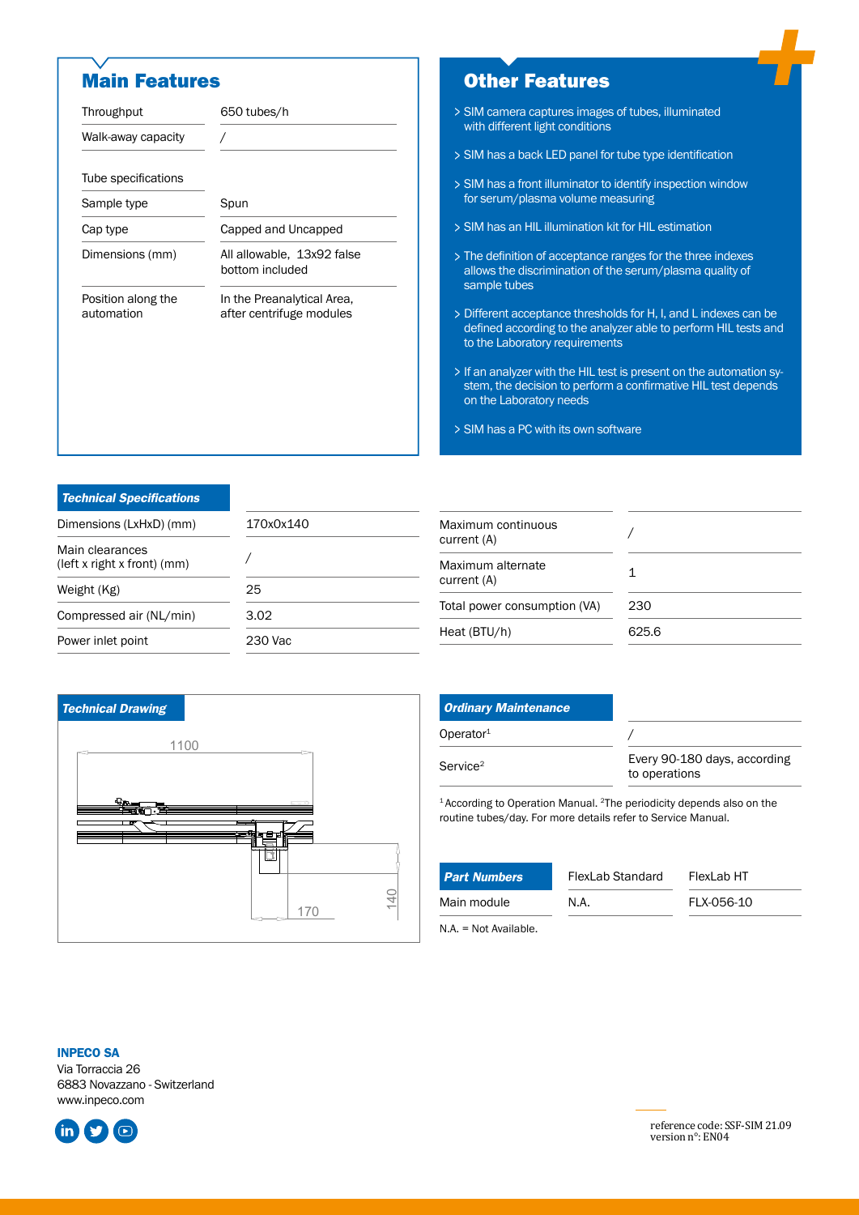## Main Features

| | |
|---|---|
| Throughput | 650 tubes/h |
| Walk-away capacity | / |
| Tube specifications | |
| Sample type | Spun |
| Cap type | Capped and Uncapped |
| Dimensions (mm) | All allowable, 13x92 false bottom included |
| Position along the automation | In the Preanalytical Area, after centrifuge modules |

## Other Features

- SIM camera captures images of tubes, illuminated with different light conditions
- SIM has a back LED panel for tube type identification
- SIM has a front illuminator to identify inspection window for serum/plasma volume measuring
- SIM has an HIL illumination kit for HIL estimation
- The definition of acceptance ranges for the three indexes allows the discrimination of the serum/plasma quality of sample tubes
- Different acceptance thresholds for H, I, and L indexes can be defined according to the analyzer able to perform HIL tests and to the Laboratory requirements
- If an analyzer with the HIL test is present on the automation system, the decision to perform a confirmative HIL test depends on the Laboratory needs
- SIM has a PC with its own software

### *Technical Specifications*

| | |
|---|---|
| Dimensions (LxHxD) (mm) | 170x0x140 |
| Main clearances (left x right x front) (mm) | / |
| Weight (Kg) | 25 |
| Compressed air (NL/min) | 3.02 |
| Power inlet point | 230 Vac |
| Maximum continuous current (A) | / |
| Maximum alternate current (A) | 1 |
| Total power consumption (VA) | 230 |
| Heat (BTU/h) | 625.6 |

### *Technical Drawing*

1100

170

140

### *Ordinary Maintenance*

| | |
|---|---|
| Operator[1] | / |
| Service[2] | Every 90-180 days, according to operations |

[1] According to Operation Manual. [2]The periodicity depends also on the routine tubes/day. For more details refer to Service Manual.

| *Part Numbers* | FlexLab Standard | FlexLab HT |
|---|---|---|
| Main module | N.A. | FLX-056-10 |

N.A. = Not Available.

**INPECO SA**
Via Torraccia 26
6883 Novazzano - Switzerland
www.inpeco.com

reference code: SSF-SIM 21.09
version n°: EN04